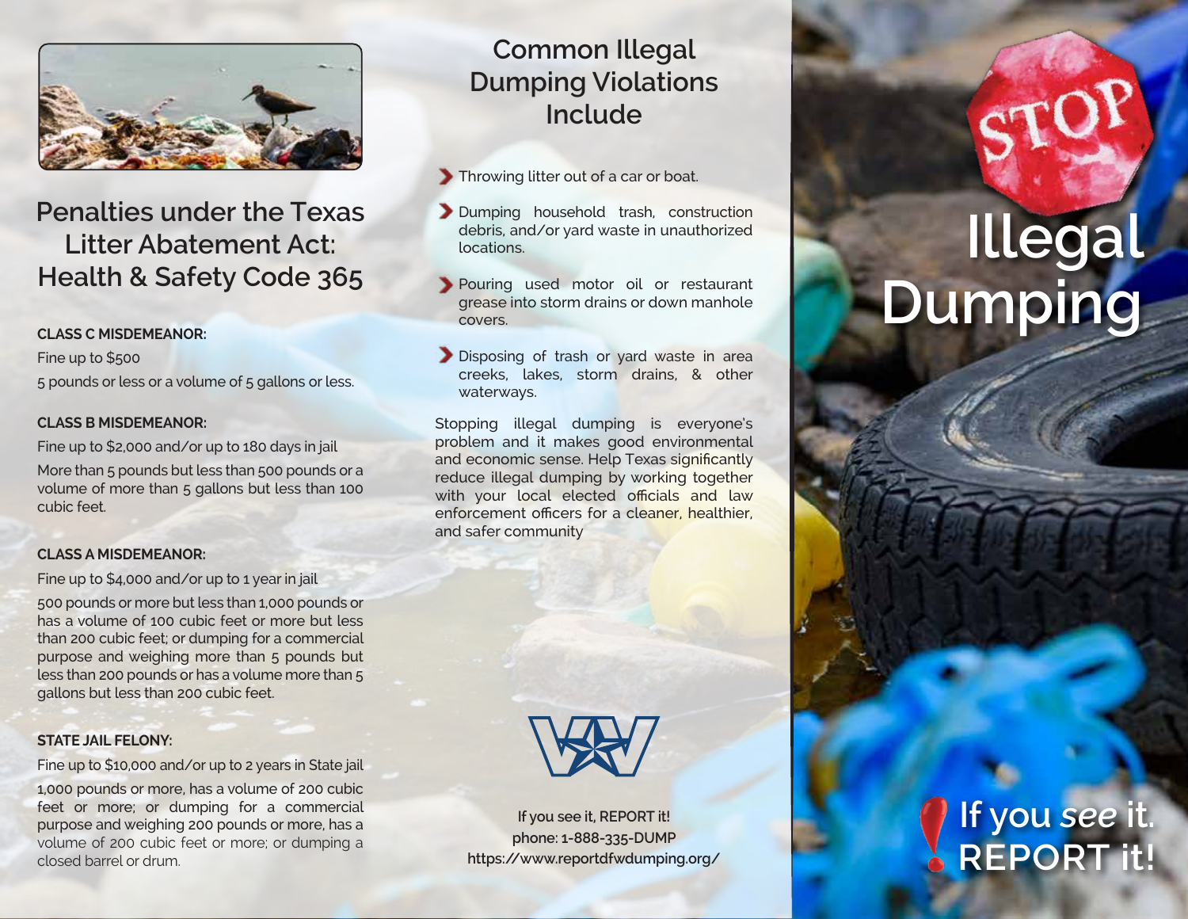## Penalties under the Texas Litter Abatement Act: Health & Safety Code 365

**CLASS C MISDEMEANOR:**

Fine up to $500

5 pounds or less or a volume of 5 gallons or less.

**CLASS B MISDEMEANOR:**

Fine up to $2,000 and/or up to 180 days in jail

More than 5 pounds but less than 500 pounds or a volume of more than 5 gallons but less than 100 cubic feet.

**CLASS A MISDEMEANOR:**

Fine up to $4,000 and/or up to 1 year in jail

500 pounds or more but less than 1,000 pounds or has a volume of 100 cubic feet or more but less than 200 cubic feet; or dumping for a commercial purpose and weighing more than 5 pounds but less than 200 pounds or has a volume more than 5 gallons but less than 200 cubic feet.

**STATE JAIL FELONY:**

Fine up to $10,000 and/or up to 2 years in State jail

1,000 pounds or more, has a volume of 200 cubic feet or more; or dumping for a commercial purpose and weighing 200 pounds or more, has a volume of 200 cubic feet or more; or dumping a closed barrel or drum.

## Common Illegal Dumping Violations Include

- Throwing litter out of a car or boat.
- Dumping household trash, construction debris, and/or yard waste in unauthorized locations.
- Pouring used motor oil or restaurant grease into storm drains or down manhole covers.
- Disposing of trash or yard waste in area creeks, lakes, storm drains, & other waterways.

Stopping illegal dumping is everyone's problem and it makes good environmental and economic sense. Help Texas significantly reduce illegal dumping by working together with your local elected officials and law enforcement officers for a cleaner, healthier, and safer community

**If you see it, REPORT it!**
**phone: 1-888-335-DUMP**
**https://www.reportdfwdumping.org/**

# STOP Illegal Dumping

**If you *see* it. REPORT it!**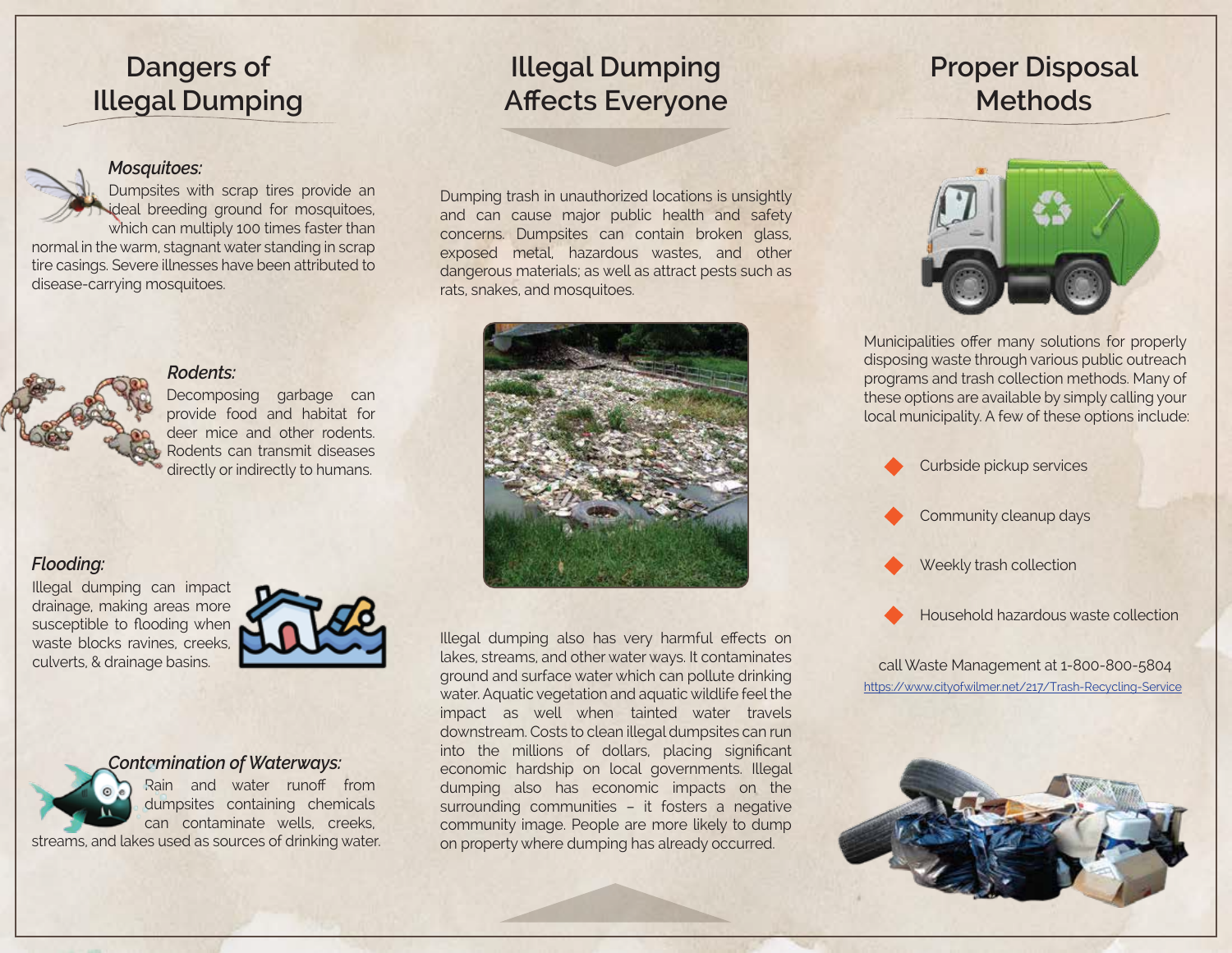## Dangers of Illegal Dumping

***Mosquitoes:***

Dumpsites with scrap tires provide an ideal breeding ground for mosquitoes, which can multiply 100 times faster than normal in the warm, stagnant water standing in scrap tire casings. Severe illnesses have been attributed to disease-carrying mosquitoes.

***Rodents:***

Decomposing garbage can provide food and habitat for deer mice and other rodents. Rodents can transmit diseases directly or indirectly to humans.

***Flooding:***

Illegal dumping can impact drainage, making areas more susceptible to flooding when waste blocks ravines, creeks, culverts, & drainage basins.

***Contamination of Waterways:***

Rain and water runoff from dumpsites containing chemicals can contaminate wells, creeks, streams, and lakes used as sources of drinking water.

## Illegal Dumping Affects Everyone

Dumping trash in unauthorized locations is unsightly and can cause major public health and safety concerns. Dumpsites can contain broken glass, exposed metal, hazardous wastes, and other dangerous materials; as well as attract pests such as rats, snakes, and mosquitoes.

Illegal dumping also has very harmful effects on lakes, streams, and other water ways. It contaminates ground and surface water which can pollute drinking water. Aquatic vegetation and aquatic wildlife feel the impact as well when tainted water travels downstream. Costs to clean illegal dumpsites can run into the millions of dollars, placing significant economic hardship on local governments. Illegal dumping also has economic impacts on the surrounding communities – it fosters a negative community image. People are more likely to dump on property where dumping has already occurred.

## Proper Disposal Methods

Municipalities offer many solutions for properly disposing waste through various public outreach programs and trash collection methods. Many of these options are available by simply calling your local municipality. A few of these options include:

- Curbside pickup services
- Community cleanup days
- Weekly trash collection
- Household hazardous waste collection

call Waste Management at 1-800-800-5804

https://www.cityofwilmer.net/217/Trash-Recycling-Service